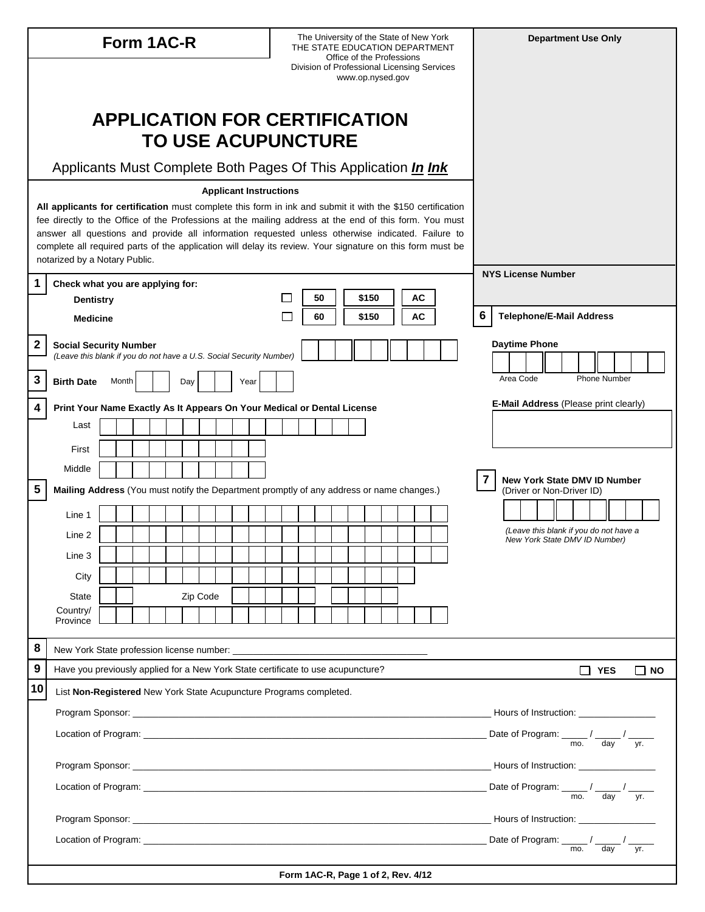# Form 1AC-R

The University of the State of New York
THE STATE EDUCATION DEPARTMENT
Office of the Professions
Division of Professional Licensing Services
www.op.nysed.gov

**Department Use Only**

# APPLICATION FOR CERTIFICATION TO USE ACUPUNCTURE

Applicants Must Complete Both Pages Of This Application ***In Ink***

### Applicant Instructions

**All applicants for certification** must complete this form in ink and submit it with the $150 certification fee directly to the Office of the Professions at the mailing address at the end of this form. You must answer all questions and provide all information requested unless otherwise indicated. Failure to complete all required parts of the application will delay its review. Your signature on this form must be notarized by a Notary Public.

**NYS License Number**

**1** **Check what you are applying for:**

| | | | | |
|---|---|---|---|---|
| **Dentistry** | ☐ | 50 | $150 | AC |
| **Medicine** | ☐ | 60 | $150 | AC |

**2** **Social Security Number**
*(Leave this blank if you do not have a U.S. Social Security Number)*

**3** **Birth Date** Month ____ Day ____ Year ____

**4** **Print Your Name Exactly As It Appears On Your Medical or Dental License**

Last

First

Middle

**5** **Mailing Address** (You must notify the Department promptly of any address or name changes.)

Line 1

Line 2

Line 3

City

State Zip Code

Country/ Province

**6** **Telephone/E-Mail Address**

**Daytime Phone**

Area Code Phone Number

**E-Mail Address** (Please print clearly)

**7** **New York State DMV ID Number** (Driver or Non-Driver ID)

*(Leave this blank if you do not have a New York State DMV ID Number)*

**8** New York State profession license number: ____________________

**9** Have you previously applied for a New York State certificate to use acupuncture? ☐ **YES** ☐ **NO**

**10** List **Non-Registered** New York State Acupuncture Programs completed.

Program Sponsor: ____________________ Hours of Instruction: ____________

Location of Program: ____________________ Date of Program: _____ / _____ / _____ (mo. day yr.)

Program Sponsor: ____________________ Hours of Instruction: ____________

Location of Program: ____________________ Date of Program: _____ / _____ / _____ (mo. day yr.)

Program Sponsor: ____________________ Hours of Instruction: ____________

Location of Program: ____________________ Date of Program: _____ / _____ / _____ (mo. day yr.)

Form 1AC-R, Page 1 of 2, Rev. 4/12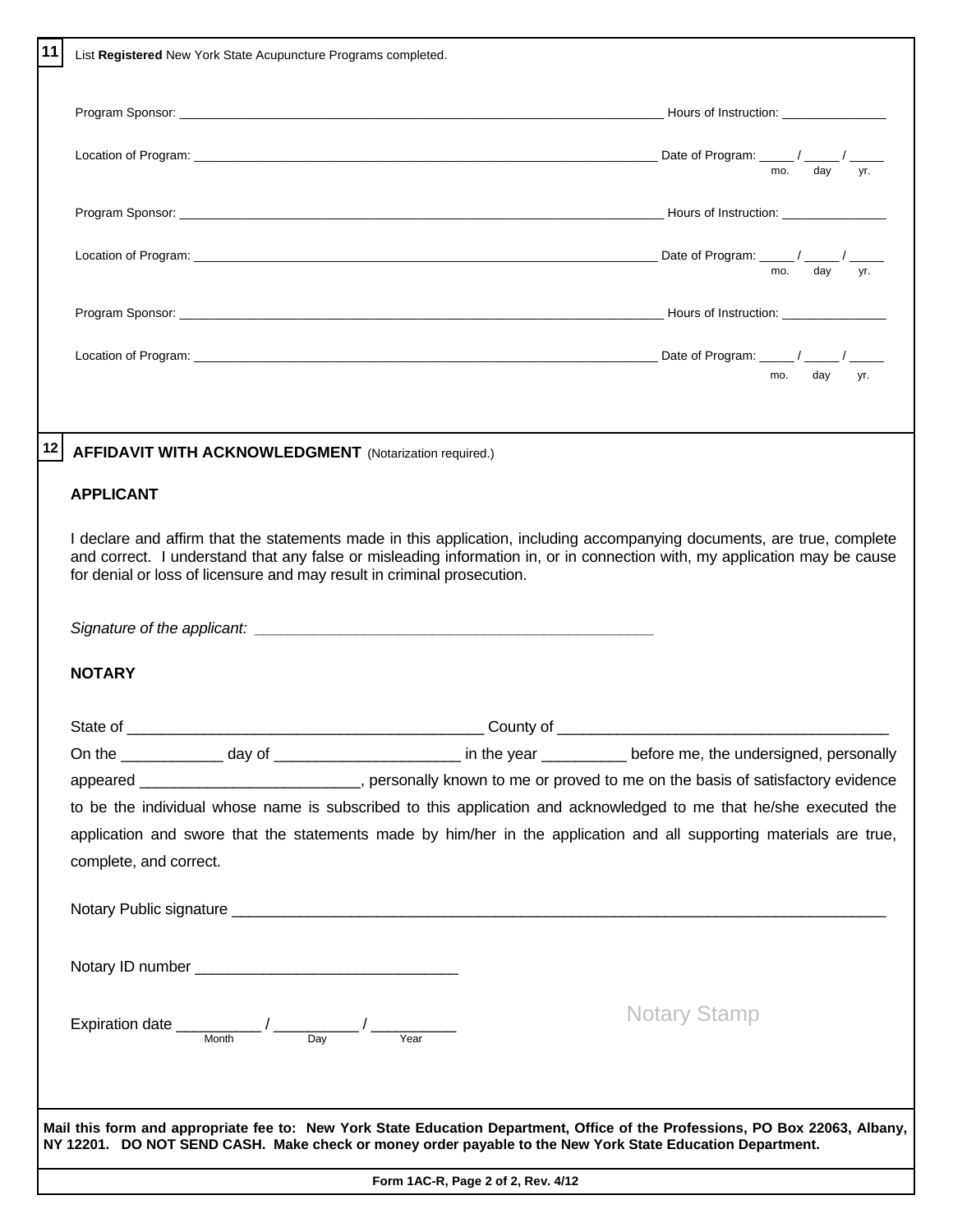**11** List **Registered** New York State Acupuncture Programs completed.

Program Sponsor: ______________________________________________ Hours of Instruction: ____________

Location of Program: ____________________________________________ Date of Program: _____ / _____ / _____
mo. day yr.

Program Sponsor: ______________________________________________ Hours of Instruction: ____________

Location of Program: ____________________________________________ Date of Program: _____ / _____ / _____
mo. day yr.

Program Sponsor: ______________________________________________ Hours of Instruction: ____________

Location of Program: ____________________________________________ Date of Program: _____ / _____ / _____
mo. day yr.

**12** **AFFIDAVIT WITH ACKNOWLEDGMENT** (Notarization required.)

**APPLICANT**

I declare and affirm that the statements made in this application, including accompanying documents, are true, complete and correct. I understand that any false or misleading information in, or in connection with, my application may be cause for denial or loss of licensure and may result in criminal prosecution.

*Signature of the applicant:* _______________________________________________

**NOTARY**

State of __________________________________________ County of ______________________________________

On the ____________ day of ______________________ in the year __________ before me, the undersigned, personally appeared __________________________, personally known to me or proved to me on the basis of satisfactory evidence to be the individual whose name is subscribed to this application and acknowledged to me that he/she executed the application and swore that the statements made by him/her in the application and all supporting materials are true, complete, and correct.

Notary Public signature ________________________________________________________________________

Notary ID number ______________________________

Expiration date __________ / __________ / __________
Month Day Year

Notary Stamp

**Mail this form and appropriate fee to: New York State Education Department, Office of the Professions, PO Box 22063, Albany, NY 12201. DO NOT SEND CASH. Make check or money order payable to the New York State Education Department.**

**Form 1AC-R, Page 2 of 2, Rev. 4/12**